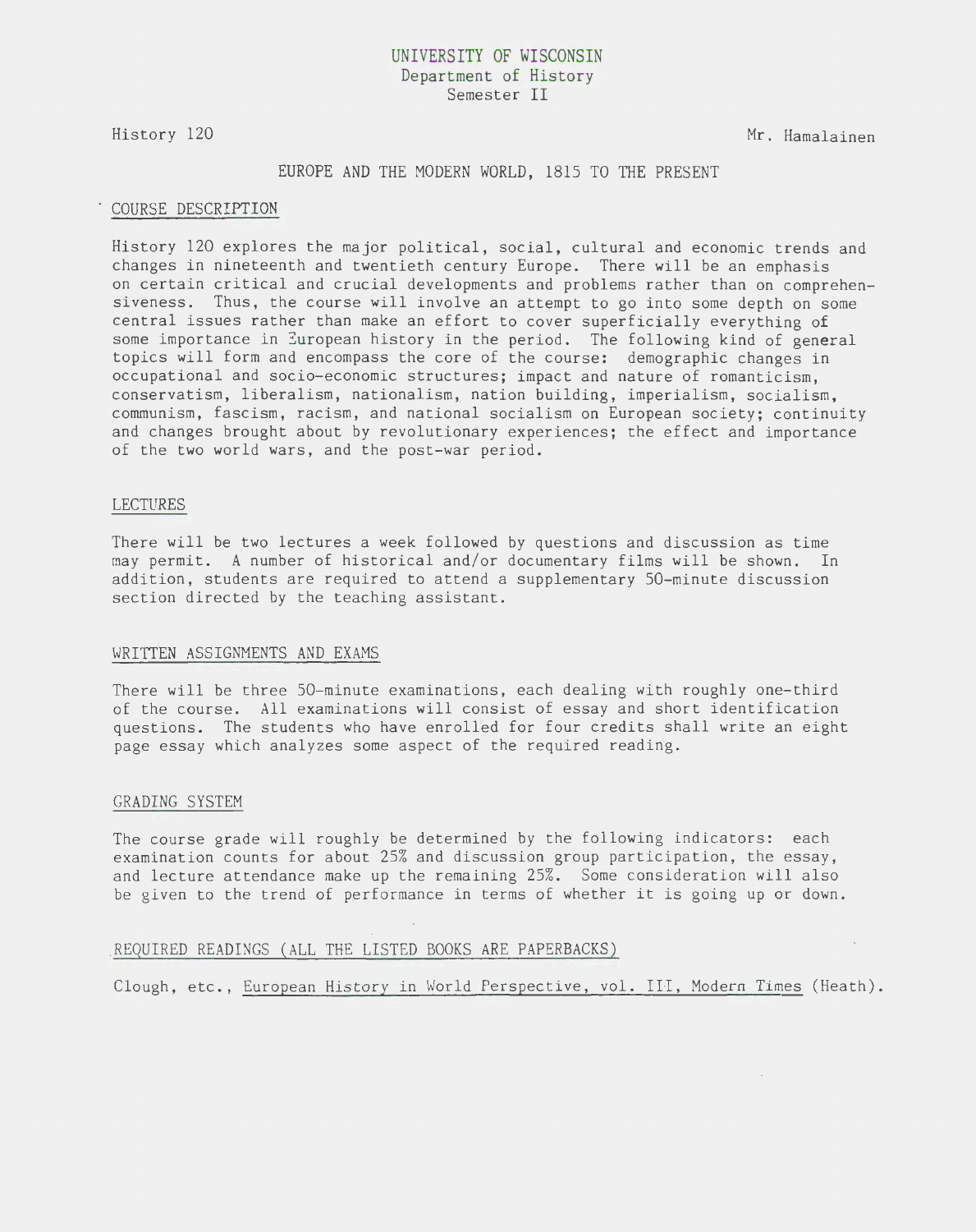# UNIVERSITY OF WISCONSIN
Department of History
Semester II

History 120 Mr. Hamalainen

## EUROPE AND THE MODERN WORLD, 1815 TO THE PRESENT

### COURSE DESCRIPTION

History 120 explores the major political, social, cultural and economic trends and changes in nineteenth and twentieth century Europe. There will be an emphasis on certain critical and crucial developments and problems rather than on comprehensiveness. Thus, the course will involve an attempt to go into some depth on some central issues rather than make an effort to cover superficially everything of some importance in European history in the period. The following kind of general topics will form and encompass the core of the course: demographic changes in occupational and socio-economic structures; impact and nature of romanticism, conservatism, liberalism, nationalism, nation building, imperialism, socialism, communism, fascism, racism, and national socialism on European society; continuity and changes brought about by revolutionary experiences; the effect and importance of the two world wars, and the post-war period.

### LECTURES

There will be two lectures a week followed by questions and discussion as time may permit. A number of historical and/or documentary films will be shown. In addition, students are required to attend a supplementary 50-minute discussion section directed by the teaching assistant.

### WRITTEN ASSIGNMENTS AND EXAMS

There will be three 50-minute examinations, each dealing with roughly one-third of the course. All examinations will consist of essay and short identification questions. The students who have enrolled for four credits shall write an eight page essay which analyzes some aspect of the required reading.

### GRADING SYSTEM

The course grade will roughly be determined by the following indicators: each examination counts for about 25% and discussion group participation, the essay, and lecture attendance make up the remaining 25%. Some consideration will also be given to the trend of performance in terms of whether it is going up or down.

### REQUIRED READINGS (ALL THE LISTED BOOKS ARE PAPERBACKS)

Clough, etc., *European History in World Perspective, vol. III, Modern Times* (Heath).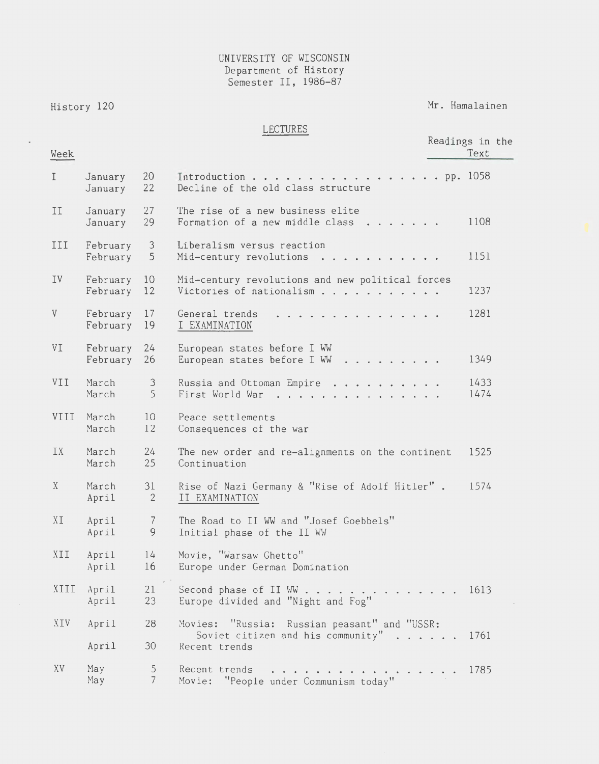UNIVERSITY OF WISCONSIN
Department of History
Semester II, 1986-87

History 120 — Mr. Hamalainen

## LECTURES

| Week | | | | Readings in the Text |
|---|---|---|---|---|
| I | January | 20 | Introduction . . . . . . . . . . . . . . . . . | pp. 1058 |
| | January | 22 | Decline of the old class structure | |
| II | January | 27 | The rise of a new business elite | |
| | January | 29 | Formation of a new middle class . . . . . . . | 1108 |
| III | February | 3 | Liberalism versus reaction | |
| | February | 5 | Mid-century revolutions . . . . . . . . . . . | 1151 |
| IV | February | 10 | Mid-century revolutions and new political forces | |
| | February | 12 | Victories of nationalism . . . . . . . . . . . | 1237 |
| V | February | 17 | General trends . . . . . . . . . . . . . . . | 1281 |
| | February | 19 | I EXAMINATION | |
| VI | February | 24 | European states before I WW | |
| | February | 26 | European states before I WW . . . . . . . . . | 1349 |
| VII | March | 3 | Russia and Ottoman Empire . . . . . . . . . . | 1433 |
| | March | 5 | First World War . . . . . . . . . . . . . . . | 1474 |
| VIII | March | 10 | Peace settlements | |
| | March | 12 | Consequences of the war | |
| IX | March | 24 | The new order and re-alignments on the continent | 1525 |
| | March | 25 | Continuation | |
| X | March | 31 | Rise of Nazi Germany & "Rise of Adolf Hitler" . | 1574 |
| | April | 2 | II EXAMINATION | |
| XI | April | 7 | The Road to II WW and "Josef Goebbels" | |
| | April | 9 | Initial phase of the II WW | |
| XII | April | 14 | Movie, "Warsaw Ghetto" | |
| | April | 16 | Europe under German Domination | |
| XIII | April | 21 | Second phase of II WW . . . . . . . . . . . . . . | 1613 |
| | April | 23 | Europe divided and "Night and Fog" | |
| XIV | April | 28 | Movies: "Russia: Russian peasant" and "USSR: Soviet citizen and his community" . . . . . . | 1761 |
| | April | 30 | Recent trends | |
| XV | May | 5 | Recent trends . . . . . . . . . . . . . . . . . | 1785 |
| | May | 7 | Movie: "People under Communism today" | |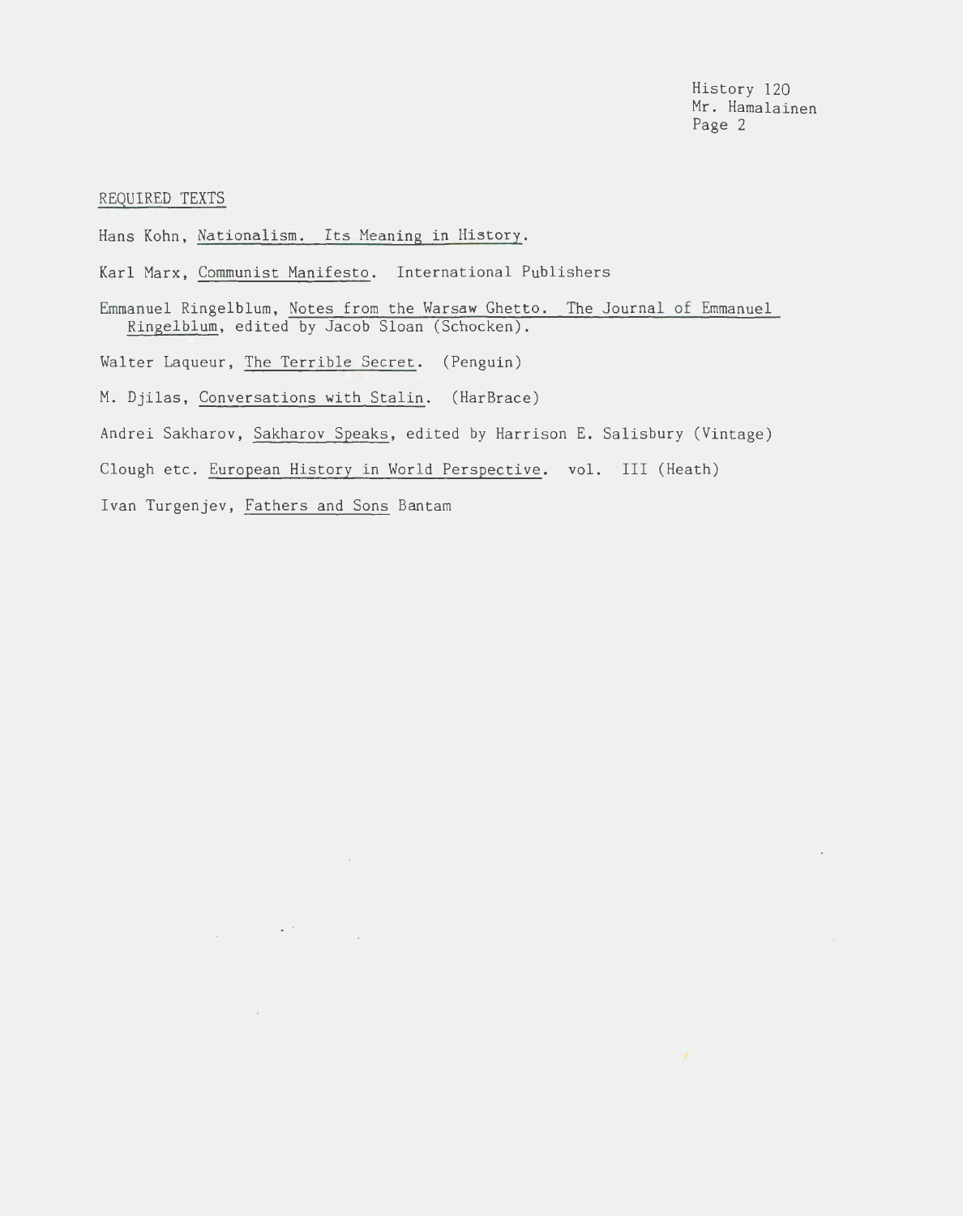## REQUIRED TEXTS

Hans Kohn, Nationalism. Its Meaning in History.

Karl Marx, Communist Manifesto. International Publishers

Emmanuel Ringelblum, Notes from the Warsaw Ghetto. The Journal of Emmanuel Ringelblum, edited by Jacob Sloan (Schocken).

Walter Laqueur, The Terrible Secret. (Penguin)

M. Djilas, Conversations with Stalin. (HarBrace)

Andrei Sakharov, Sakharov Speaks, edited by Harrison E. Salisbury (Vintage)

Clough etc. European History in World Perspective. vol. III (Heath)

Ivan Turgenjev, Fathers and Sons Bantam